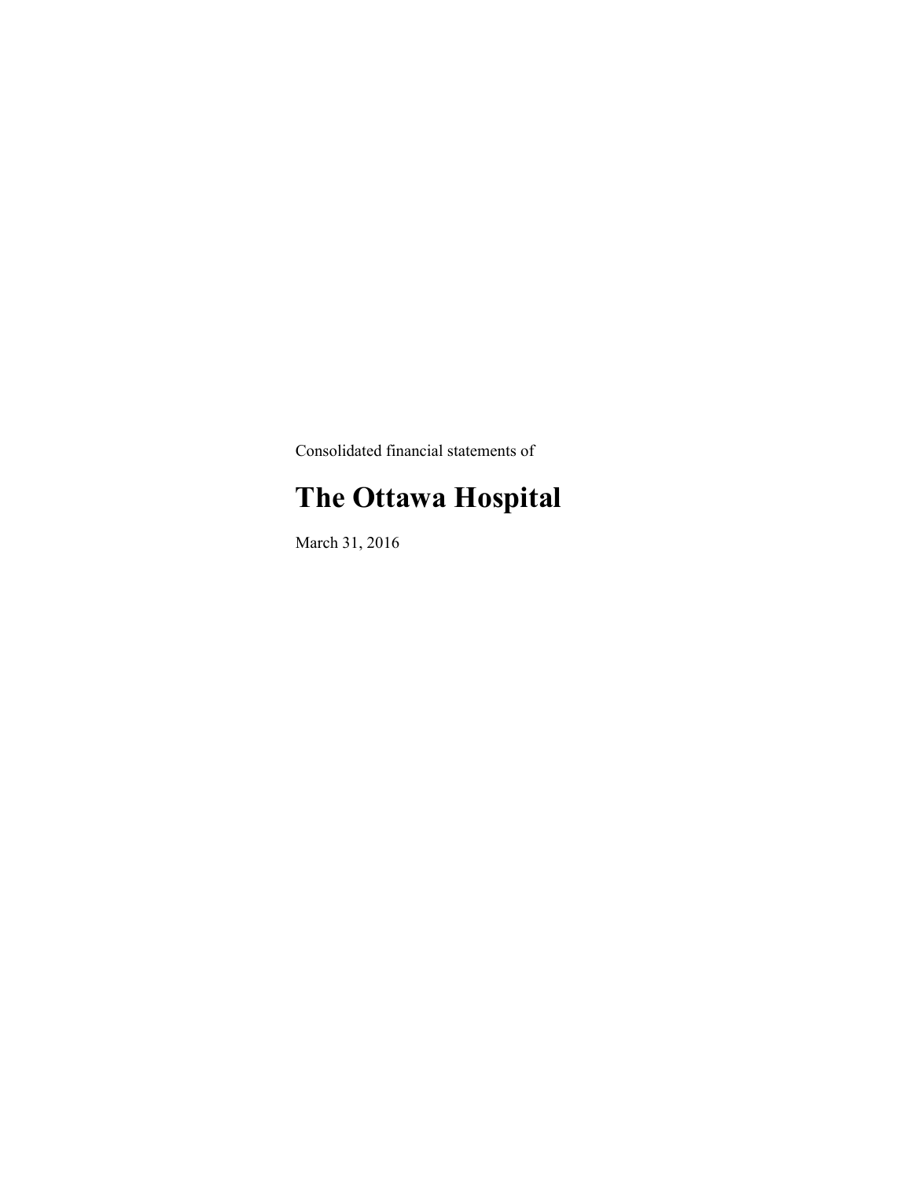Consolidated financial statements of

# The Ottawa Hospital

March 31, 2016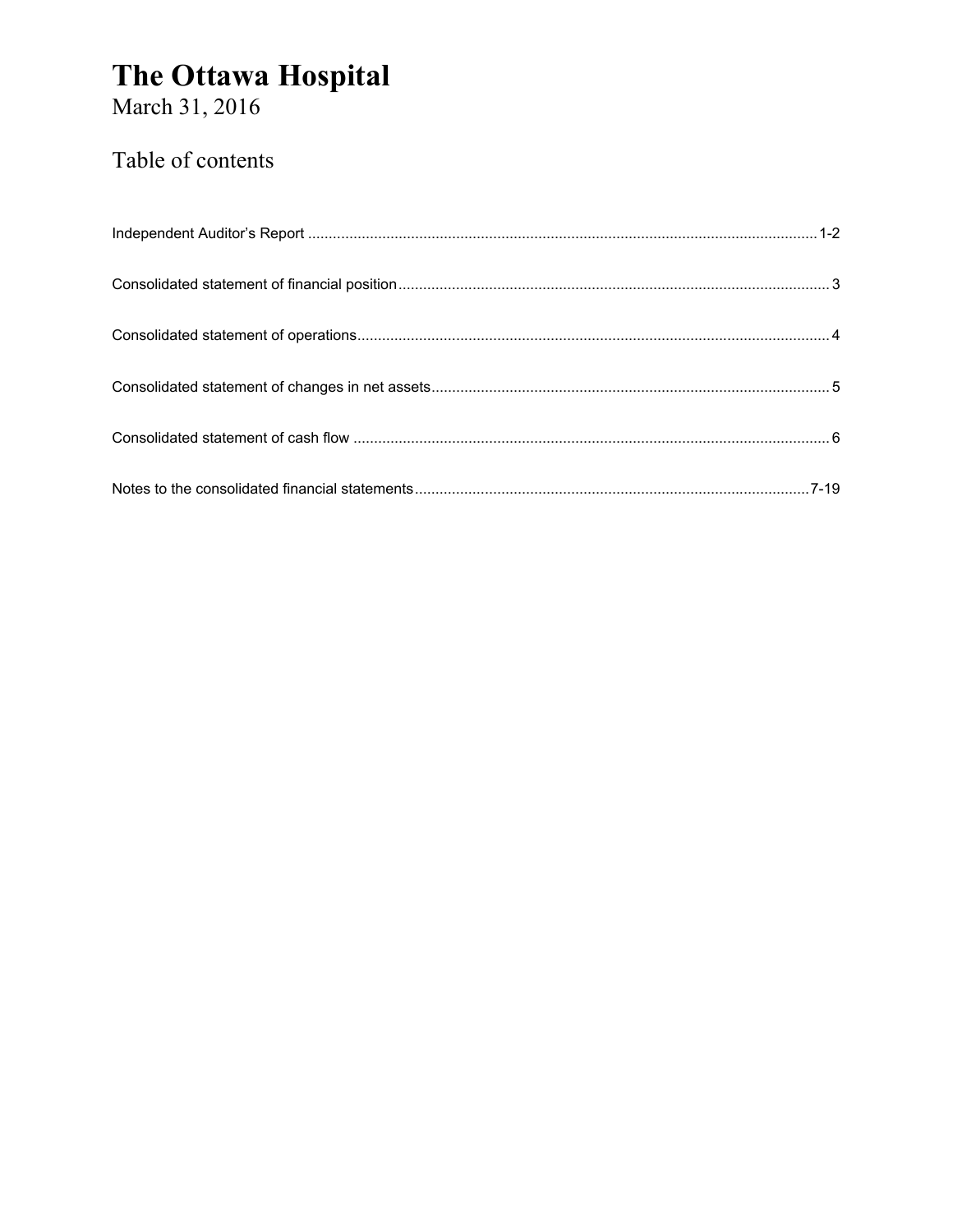# The Ottawa Hospital

March 31, 2016

## Table of contents

| | |
|---|---|
| Independent Auditor's Report | 1-2 |
| Consolidated statement of financial position | 3 |
| Consolidated statement of operations | 4 |
| Consolidated statement of changes in net assets | 5 |
| Consolidated statement of cash flow | 6 |
| Notes to the consolidated financial statements | 7-19 |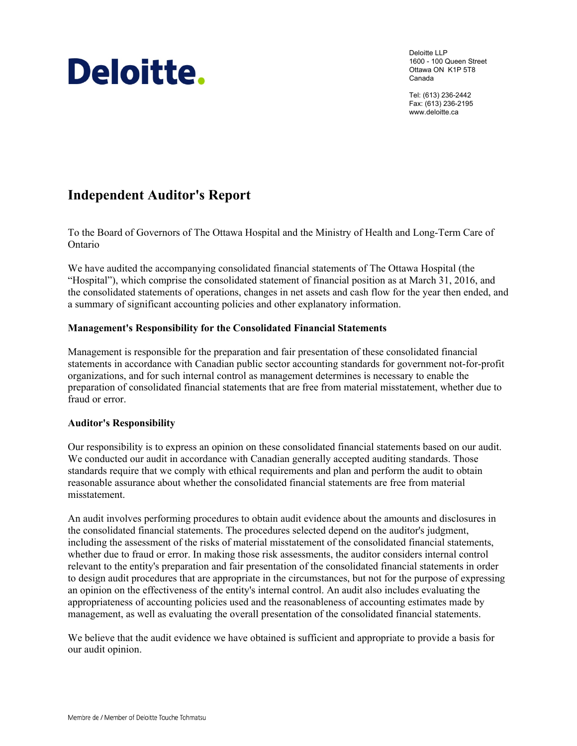Deloitte.

Deloitte LLP
1600 - 100 Queen Street
Ottawa ON K1P 5T8
Canada

Tel: (613) 236-2442
Fax: (613) 236-2195
www.deloitte.ca

# Independent Auditor's Report

To the Board of Governors of The Ottawa Hospital and the Ministry of Health and Long-Term Care of Ontario

We have audited the accompanying consolidated financial statements of The Ottawa Hospital (the "Hospital"), which comprise the consolidated statement of financial position as at March 31, 2016, and the consolidated statements of operations, changes in net assets and cash flow for the year then ended, and a summary of significant accounting policies and other explanatory information.

**Management's Responsibility for the Consolidated Financial Statements**

Management is responsible for the preparation and fair presentation of these consolidated financial statements in accordance with Canadian public sector accounting standards for government not-for-profit organizations, and for such internal control as management determines is necessary to enable the preparation of consolidated financial statements that are free from material misstatement, whether due to fraud or error.

**Auditor's Responsibility**

Our responsibility is to express an opinion on these consolidated financial statements based on our audit. We conducted our audit in accordance with Canadian generally accepted auditing standards. Those standards require that we comply with ethical requirements and plan and perform the audit to obtain reasonable assurance about whether the consolidated financial statements are free from material misstatement.

An audit involves performing procedures to obtain audit evidence about the amounts and disclosures in the consolidated financial statements. The procedures selected depend on the auditor's judgment, including the assessment of the risks of material misstatement of the consolidated financial statements, whether due to fraud or error. In making those risk assessments, the auditor considers internal control relevant to the entity's preparation and fair presentation of the consolidated financial statements in order to design audit procedures that are appropriate in the circumstances, but not for the purpose of expressing an opinion on the effectiveness of the entity's internal control. An audit also includes evaluating the appropriateness of accounting policies used and the reasonableness of accounting estimates made by management, as well as evaluating the overall presentation of the consolidated financial statements.

We believe that the audit evidence we have obtained is sufficient and appropriate to provide a basis for our audit opinion.

Membre de / Member of Deloitte Touche Tohmatsu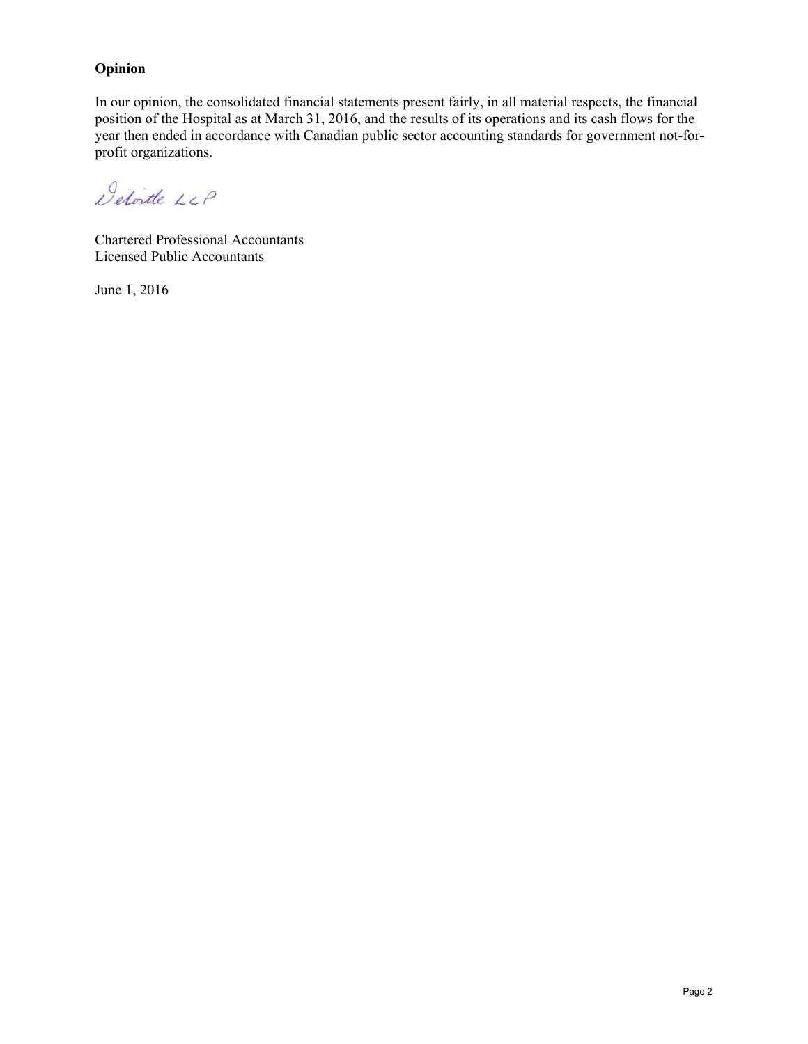## Opinion

In our opinion, the consolidated financial statements present fairly, in all material respects, the financial position of the Hospital as at March 31, 2016, and the results of its operations and its cash flows for the year then ended in accordance with Canadian public sector accounting standards for government not-for-profit organizations.

Deloitte LLP

Chartered Professional Accountants
Licensed Public Accountants

June 1, 2016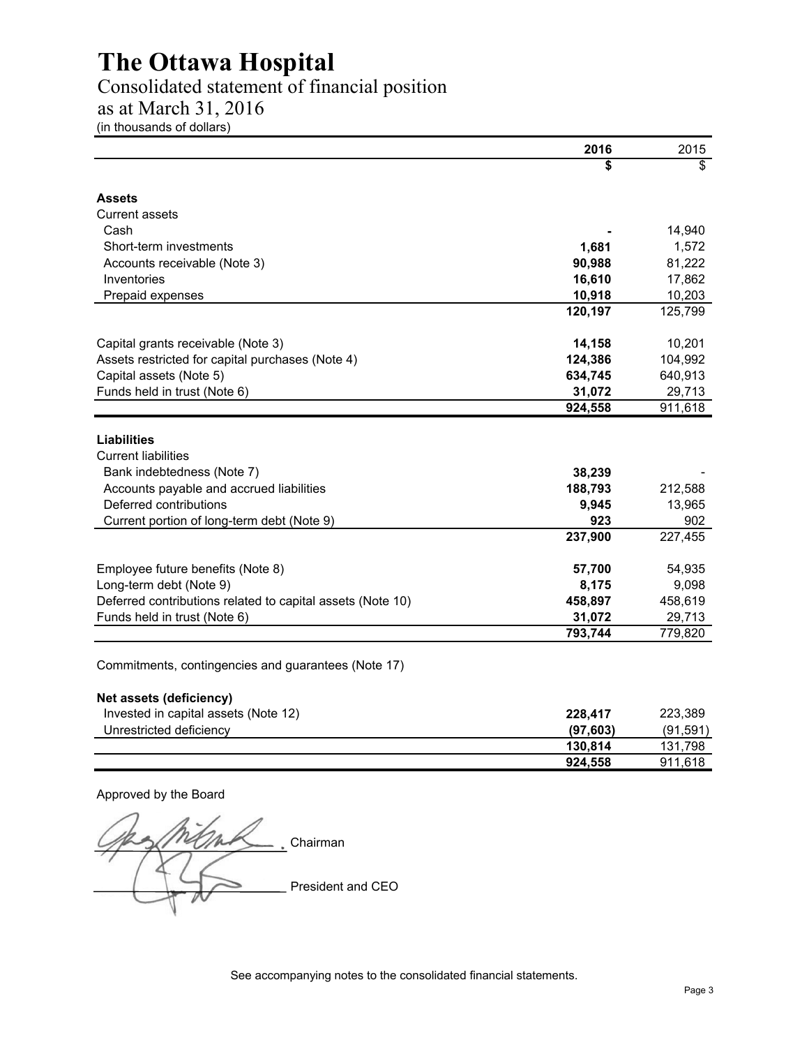# The Ottawa Hospital

## Consolidated statement of financial position

## as at March 31, 2016

(in thousands of dollars)

| | **2016** | 2015 |
|---|---|---|
| | **$** | $ |
| **Assets** | | |
| Current assets | | |
| Cash | **-** | 14,940 |
| Short-term investments | **1,681** | 1,572 |
| Accounts receivable (Note 3) | **90,988** | 81,222 |
| Inventories | **16,610** | 17,862 |
| Prepaid expenses | **10,918** | 10,203 |
| | **120,197** | 125,799 |
| Capital grants receivable (Note 3) | **14,158** | 10,201 |
| Assets restricted for capital purchases (Note 4) | **124,386** | 104,992 |
| Capital assets (Note 5) | **634,745** | 640,913 |
| Funds held in trust (Note 6) | **31,072** | 29,713 |
| | **924,558** | 911,618 |
| **Liabilities** | | |
| Current liabilities | | |
| Bank indebtedness (Note 7) | **38,239** | - |
| Accounts payable and accrued liabilities | **188,793** | 212,588 |
| Deferred contributions | **9,945** | 13,965 |
| Current portion of long-term debt (Note 9) | **923** | 902 |
| | **237,900** | 227,455 |
| Employee future benefits (Note 8) | **57,700** | 54,935 |
| Long-term debt (Note 9) | **8,175** | 9,098 |
| Deferred contributions related to capital assets (Note 10) | **458,897** | 458,619 |
| Funds held in trust (Note 6) | **31,072** | 29,713 |
| | **793,744** | 779,820 |
| Commitments, contingencies and guarantees (Note 17) | | |
| **Net assets (deficiency)** | | |
| Invested in capital assets (Note 12) | **228,417** | 223,389 |
| Unrestricted deficiency | **(97,603)** | (91,591) |
| | **130,814** | 131,798 |
| | **924,558** | 911,618 |

Approved by the Board

_______________________ Chairman

_______________________ President and CEO

See accompanying notes to the consolidated financial statements.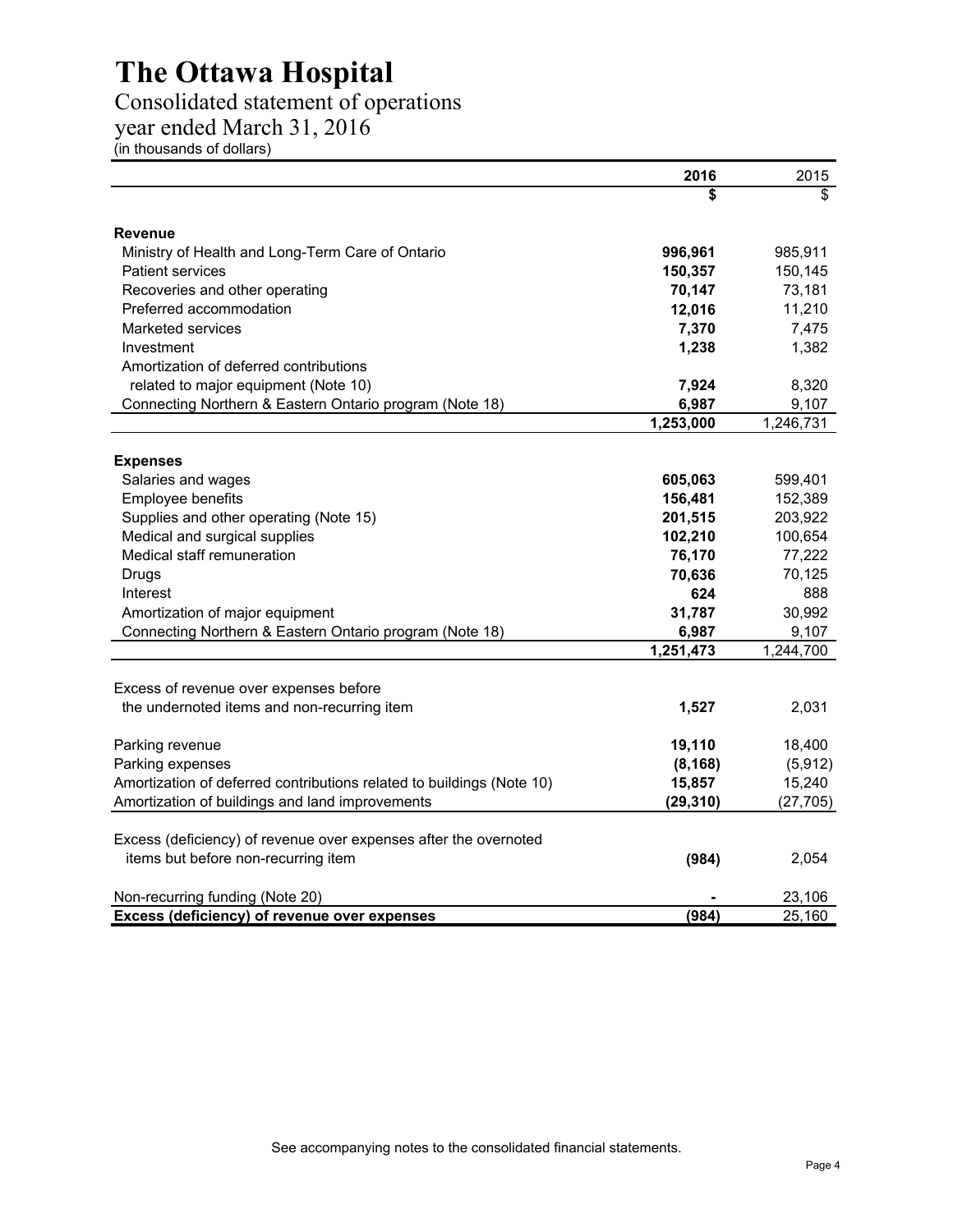# The Ottawa Hospital

## Consolidated statement of operations

## year ended March 31, 2016

(in thousands of dollars)

| | 2016 | 2015 |
|---|---|---|
| | **$** | $ |
| **Revenue** | | |
| Ministry of Health and Long-Term Care of Ontario | **996,961** | 985,911 |
| Patient services | **150,357** | 150,145 |
| Recoveries and other operating | **70,147** | 73,181 |
| Preferred accommodation | **12,016** | 11,210 |
| Marketed services | **7,370** | 7,475 |
| Investment | **1,238** | 1,382 |
| Amortization of deferred contributions related to major equipment (Note 10) | **7,924** | 8,320 |
| Connecting Northern & Eastern Ontario program (Note 18) | **6,987** | 9,107 |
| | **1,253,000** | 1,246,731 |
| **Expenses** | | |
| Salaries and wages | **605,063** | 599,401 |
| Employee benefits | **156,481** | 152,389 |
| Supplies and other operating (Note 15) | **201,515** | 203,922 |
| Medical and surgical supplies | **102,210** | 100,654 |
| Medical staff remuneration | **76,170** | 77,222 |
| Drugs | **70,636** | 70,125 |
| Interest | **624** | 888 |
| Amortization of major equipment | **31,787** | 30,992 |
| Connecting Northern & Eastern Ontario program (Note 18) | **6,987** | 9,107 |
| | **1,251,473** | 1,244,700 |
| Excess of revenue over expenses before the undernoted items and non-recurring item | **1,527** | 2,031 |
| Parking revenue | **19,110** | 18,400 |
| Parking expenses | **(8,168)** | (5,912) |
| Amortization of deferred contributions related to buildings (Note 10) | **15,857** | 15,240 |
| Amortization of buildings and land improvements | **(29,310)** | (27,705) |
| Excess (deficiency) of revenue over expenses after the overnoted items but before non-recurring item | **(984)** | 2,054 |
| Non-recurring funding (Note 20) | **-** | 23,106 |
| **Excess (deficiency) of revenue over expenses** | **(984)** | 25,160 |

See accompanying notes to the consolidated financial statements.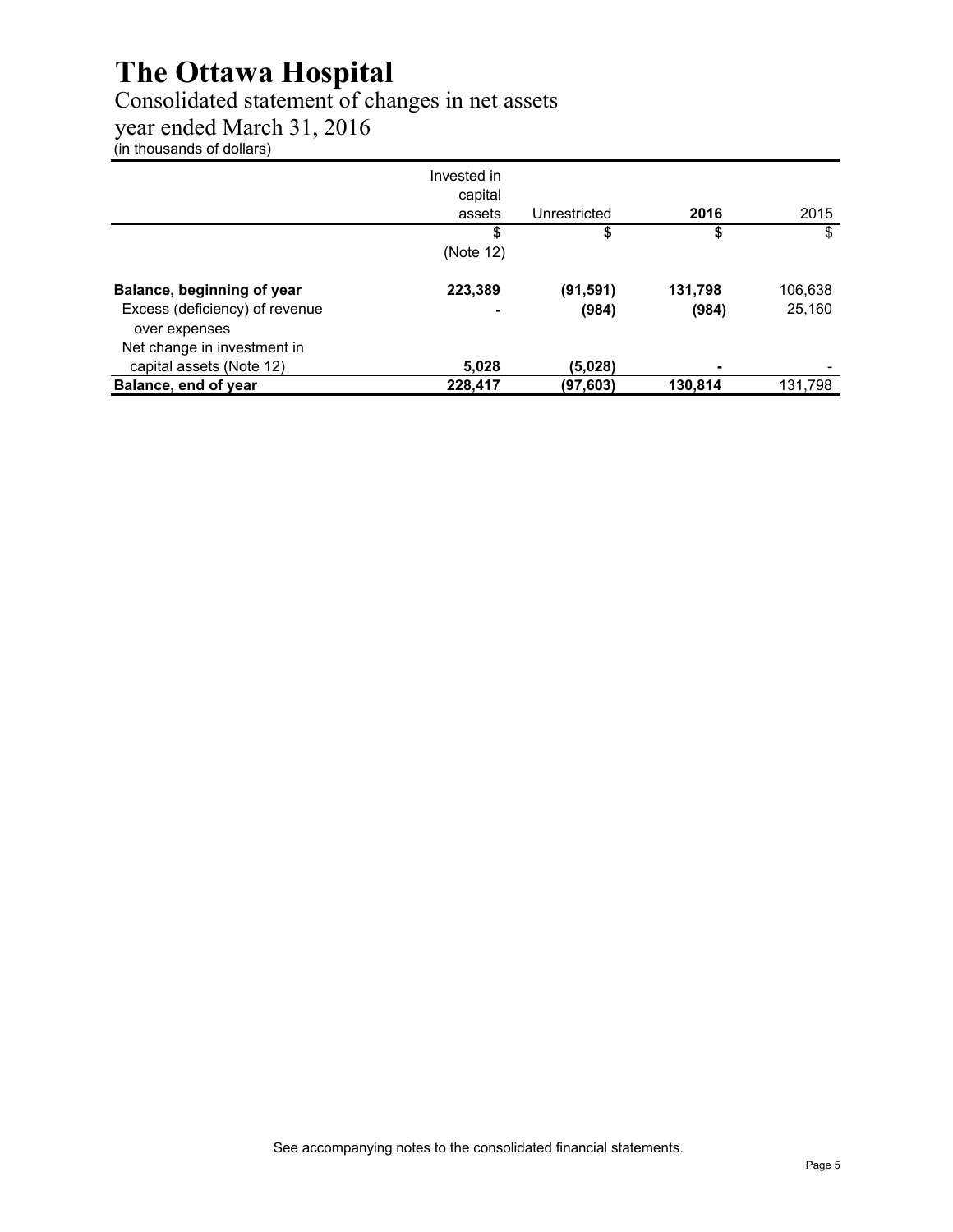# The Ottawa Hospital

## Consolidated statement of changes in net assets

## year ended March 31, 2016

(in thousands of dollars)

| | Invested in capital assets | Unrestricted | **2016** | 2015 |
|---|---|---|---|---|
| | **$** (Note 12) | **$** | **$** | $ |
| **Balance, beginning of year** | **223,389** | **(91,591)** | **131,798** | 106,638 |
| Excess (deficiency) of revenue over expenses | **-** | **(984)** | **(984)** | 25,160 |
| Net change in investment in capital assets (Note 12) | **5,028** | **(5,028)** | **-** | - |
| **Balance, end of year** | **228,417** | **(97,603)** | **130,814** | 131,798 |

See accompanying notes to the consolidated financial statements.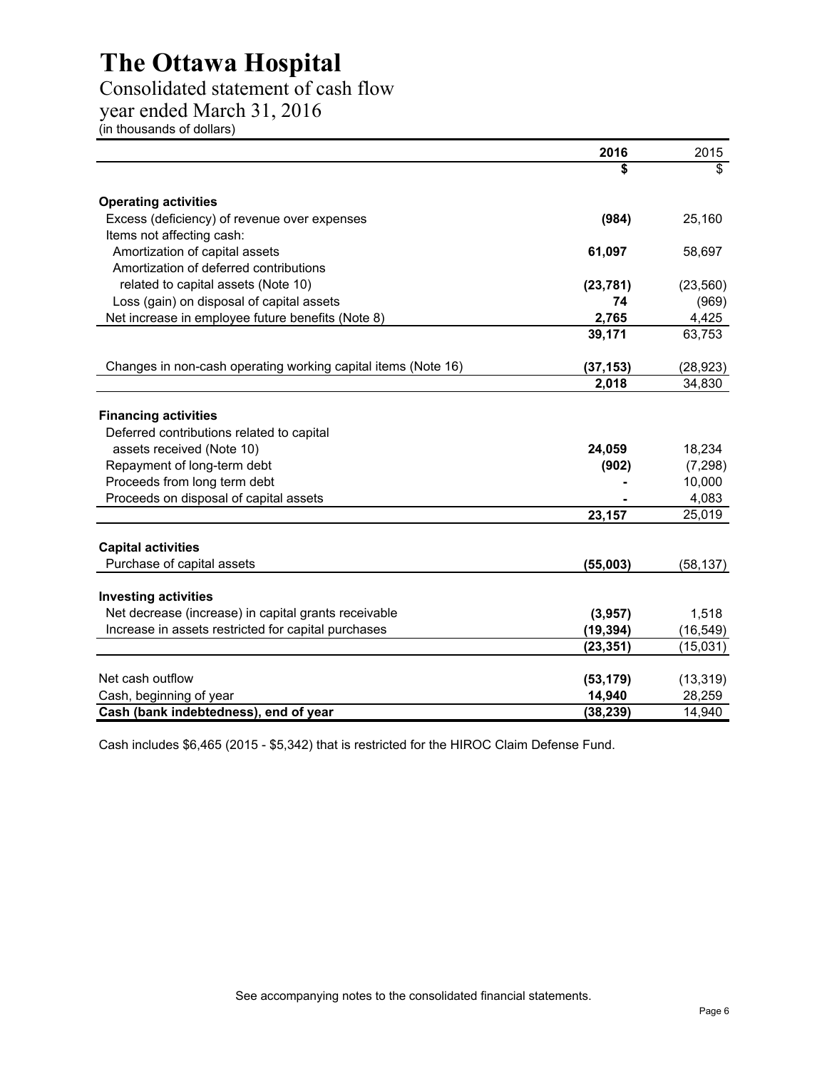# The Ottawa Hospital

## Consolidated statement of cash flow

## year ended March 31, 2016

(in thousands of dollars)

| | **2016** | 2015 |
|---|---|---|
| | **$** | $ |
| **Operating activities** | | |
| Excess (deficiency) of revenue over expenses | **(984)** | 25,160 |
| Items not affecting cash: | | |
| Amortization of capital assets | **61,097** | 58,697 |
| Amortization of deferred contributions related to capital assets (Note 10) | **(23,781)** | (23,560) |
| Loss (gain) on disposal of capital assets | **74** | (969) |
| Net increase in employee future benefits (Note 8) | **2,765** | 4,425 |
| | **39,171** | 63,753 |
| Changes in non-cash operating working capital items (Note 16) | **(37,153)** | (28,923) |
| | **2,018** | 34,830 |
| **Financing activities** | | |
| Deferred contributions related to capital assets received (Note 10) | **24,059** | 18,234 |
| Repayment of long-term debt | **(902)** | (7,298) |
| Proceeds from long term debt | **-** | 10,000 |
| Proceeds on disposal of capital assets | **-** | 4,083 |
| | **23,157** | 25,019 |
| **Capital activities** | | |
| Purchase of capital assets | **(55,003)** | (58,137) |
| **Investing activities** | | |
| Net decrease (increase) in capital grants receivable | **(3,957)** | 1,518 |
| Increase in assets restricted for capital purchases | **(19,394)** | (16,549) |
| | **(23,351)** | (15,031) |
| Net cash outflow | **(53,179)** | (13,319) |
| Cash, beginning of year | **14,940** | 28,259 |
| **Cash (bank indebtedness), end of year** | **(38,239)** | 14,940 |

Cash includes $6,465 (2015 - $5,342) that is restricted for the HIROC Claim Defense Fund.

See accompanying notes to the consolidated financial statements.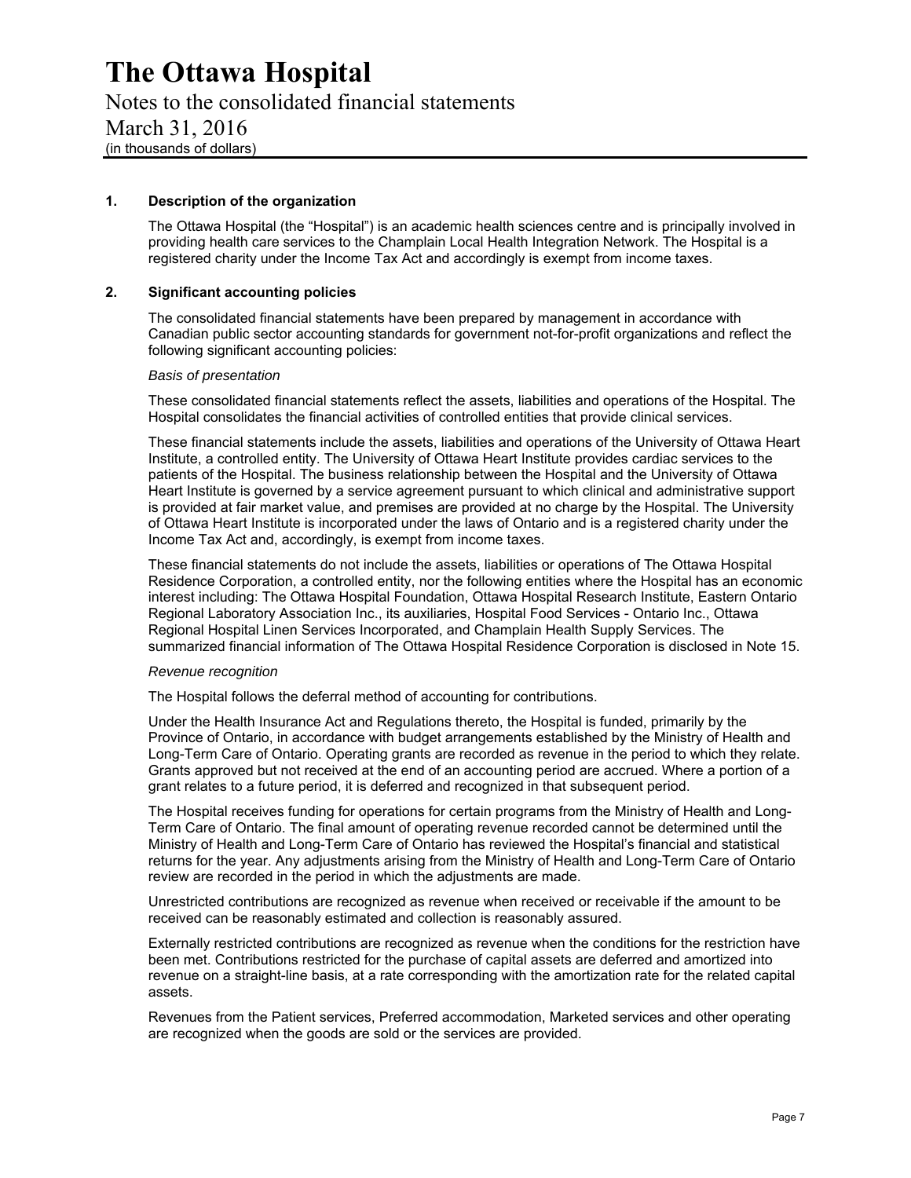# The Ottawa Hospital

Notes to the consolidated financial statements

March 31, 2016

(in thousands of dollars)

## 1. Description of the organization

The Ottawa Hospital (the "Hospital") is an academic health sciences centre and is principally involved in providing health care services to the Champlain Local Health Integration Network. The Hospital is a registered charity under the Income Tax Act and accordingly is exempt from income taxes.

## 2. Significant accounting policies

The consolidated financial statements have been prepared by management in accordance with Canadian public sector accounting standards for government not-for-profit organizations and reflect the following significant accounting policies:

*Basis of presentation*

These consolidated financial statements reflect the assets, liabilities and operations of the Hospital. The Hospital consolidates the financial activities of controlled entities that provide clinical services.

These financial statements include the assets, liabilities and operations of the University of Ottawa Heart Institute, a controlled entity. The University of Ottawa Heart Institute provides cardiac services to the patients of the Hospital. The business relationship between the Hospital and the University of Ottawa Heart Institute is governed by a service agreement pursuant to which clinical and administrative support is provided at fair market value, and premises are provided at no charge by the Hospital. The University of Ottawa Heart Institute is incorporated under the laws of Ontario and is a registered charity under the Income Tax Act and, accordingly, is exempt from income taxes.

These financial statements do not include the assets, liabilities or operations of The Ottawa Hospital Residence Corporation, a controlled entity, nor the following entities where the Hospital has an economic interest including: The Ottawa Hospital Foundation, Ottawa Hospital Research Institute, Eastern Ontario Regional Laboratory Association Inc., its auxiliaries, Hospital Food Services - Ontario Inc., Ottawa Regional Hospital Linen Services Incorporated, and Champlain Health Supply Services. The summarized financial information of The Ottawa Hospital Residence Corporation is disclosed in Note 15.

*Revenue recognition*

The Hospital follows the deferral method of accounting for contributions.

Under the Health Insurance Act and Regulations thereto, the Hospital is funded, primarily by the Province of Ontario, in accordance with budget arrangements established by the Ministry of Health and Long-Term Care of Ontario. Operating grants are recorded as revenue in the period to which they relate. Grants approved but not received at the end of an accounting period are accrued. Where a portion of a grant relates to a future period, it is deferred and recognized in that subsequent period.

The Hospital receives funding for operations for certain programs from the Ministry of Health and Long-Term Care of Ontario. The final amount of operating revenue recorded cannot be determined until the Ministry of Health and Long-Term Care of Ontario has reviewed the Hospital's financial and statistical returns for the year. Any adjustments arising from the Ministry of Health and Long-Term Care of Ontario review are recorded in the period in which the adjustments are made.

Unrestricted contributions are recognized as revenue when received or receivable if the amount to be received can be reasonably estimated and collection is reasonably assured.

Externally restricted contributions are recognized as revenue when the conditions for the restriction have been met. Contributions restricted for the purchase of capital assets are deferred and amortized into revenue on a straight-line basis, at a rate corresponding with the amortization rate for the related capital assets.

Revenues from the Patient services, Preferred accommodation, Marketed services and other operating are recognized when the goods are sold or the services are provided.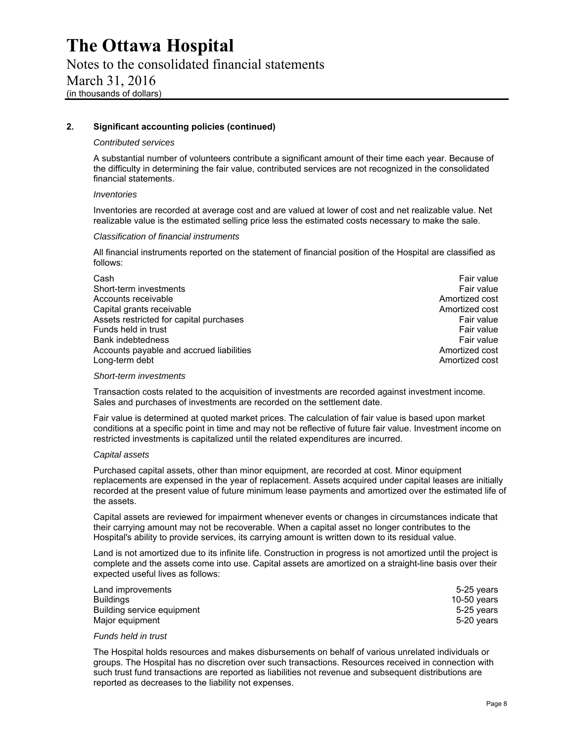## 2. Significant accounting policies (continued)

*Contributed services*

A substantial number of volunteers contribute a significant amount of their time each year. Because of the difficulty in determining the fair value, contributed services are not recognized in the consolidated financial statements.

*Inventories*

Inventories are recorded at average cost and are valued at lower of cost and net realizable value. Net realizable value is the estimated selling price less the estimated costs necessary to make the sale.

*Classification of financial instruments*

All financial instruments reported on the statement of financial position of the Hospital are classified as follows:

| | |
|---|---|
| Cash | Fair value |
| Short-term investments | Fair value |
| Accounts receivable | Amortized cost |
| Capital grants receivable | Amortized cost |
| Assets restricted for capital purchases | Fair value |
| Funds held in trust | Fair value |
| Bank indebtedness | Fair value |
| Accounts payable and accrued liabilities | Amortized cost |
| Long-term debt | Amortized cost |

*Short-term investments*

Transaction costs related to the acquisition of investments are recorded against investment income. Sales and purchases of investments are recorded on the settlement date.

Fair value is determined at quoted market prices. The calculation of fair value is based upon market conditions at a specific point in time and may not be reflective of future fair value. Investment income on restricted investments is capitalized until the related expenditures are incurred.

*Capital assets*

Purchased capital assets, other than minor equipment, are recorded at cost. Minor equipment replacements are expensed in the year of replacement. Assets acquired under capital leases are initially recorded at the present value of future minimum lease payments and amortized over the estimated life of the assets.

Capital assets are reviewed for impairment whenever events or changes in circumstances indicate that their carrying amount may not be recoverable. When a capital asset no longer contributes to the Hospital's ability to provide services, its carrying amount is written down to its residual value.

Land is not amortized due to its infinite life. Construction in progress is not amortized until the project is complete and the assets come into use. Capital assets are amortized on a straight-line basis over their expected useful lives as follows:

| | |
|---|---|
| Land improvements | 5-25 years |
| Buildings | 10-50 years |
| Building service equipment | 5-25 years |
| Major equipment | 5-20 years |

*Funds held in trust*

The Hospital holds resources and makes disbursements on behalf of various unrelated individuals or groups. The Hospital has no discretion over such transactions. Resources received in connection with such trust fund transactions are reported as liabilities not revenue and subsequent distributions are reported as decreases to the liability not expenses.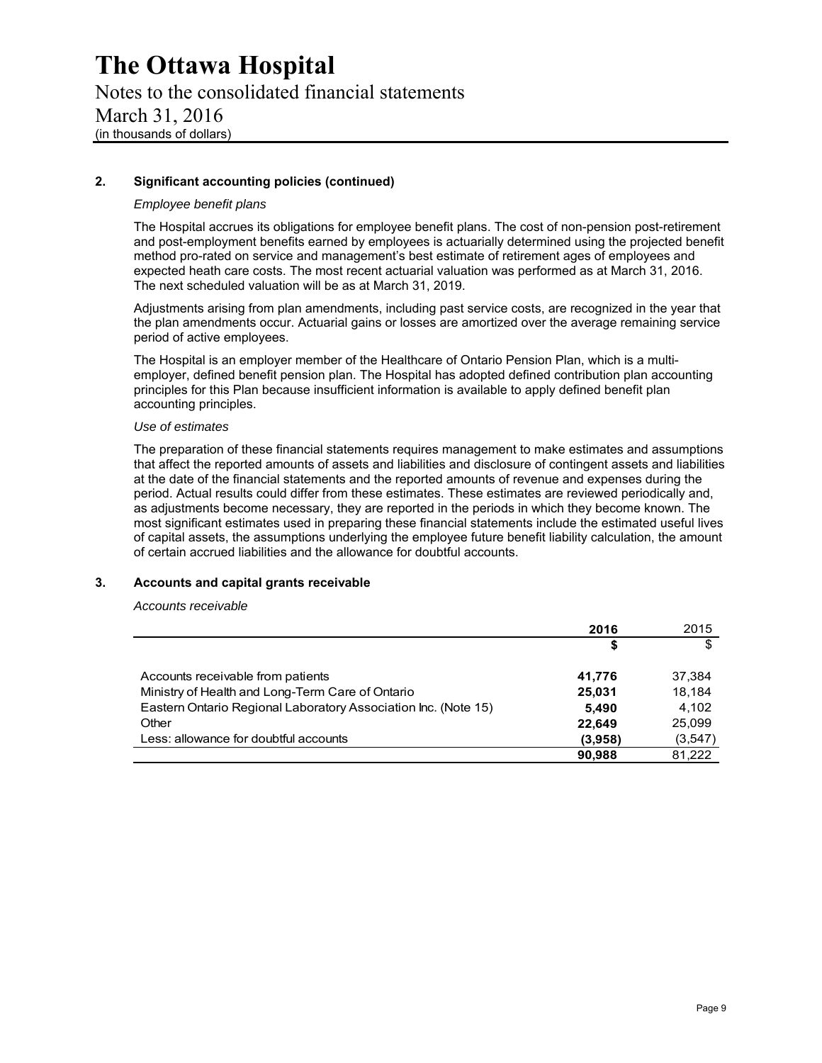## 2. Significant accounting policies (continued)

*Employee benefit plans*

The Hospital accrues its obligations for employee benefit plans. The cost of non-pension post-retirement and post-employment benefits earned by employees is actuarially determined using the projected benefit method pro-rated on service and management's best estimate of retirement ages of employees and expected heath care costs. The most recent actuarial valuation was performed as at March 31, 2016. The next scheduled valuation will be as at March 31, 2019.

Adjustments arising from plan amendments, including past service costs, are recognized in the year that the plan amendments occur. Actuarial gains or losses are amortized over the average remaining service period of active employees.

The Hospital is an employer member of the Healthcare of Ontario Pension Plan, which is a multi-employer, defined benefit pension plan. The Hospital has adopted defined contribution plan accounting principles for this Plan because insufficient information is available to apply defined benefit plan accounting principles.

*Use of estimates*

The preparation of these financial statements requires management to make estimates and assumptions that affect the reported amounts of assets and liabilities and disclosure of contingent assets and liabilities at the date of the financial statements and the reported amounts of revenue and expenses during the period. Actual results could differ from these estimates. These estimates are reviewed periodically and, as adjustments become necessary, they are reported in the periods in which they become known. The most significant estimates used in preparing these financial statements include the estimated useful lives of capital assets, the assumptions underlying the employee future benefit liability calculation, the amount of certain accrued liabilities and the allowance for doubtful accounts.

## 3. Accounts and capital grants receivable

*Accounts receivable*

| | **2016** | 2015 |
|---|---|---|
| | **$** | $ |
| Accounts receivable from patients | **41,776** | 37,384 |
| Ministry of Health and Long-Term Care of Ontario | **25,031** | 18,184 |
| Eastern Ontario Regional Laboratory Association Inc. (Note 15) | **5,490** | 4,102 |
| Other | **22,649** | 25,099 |
| Less: allowance for doubtful accounts | **(3,958)** | (3,547) |
| | **90,988** | 81,222 |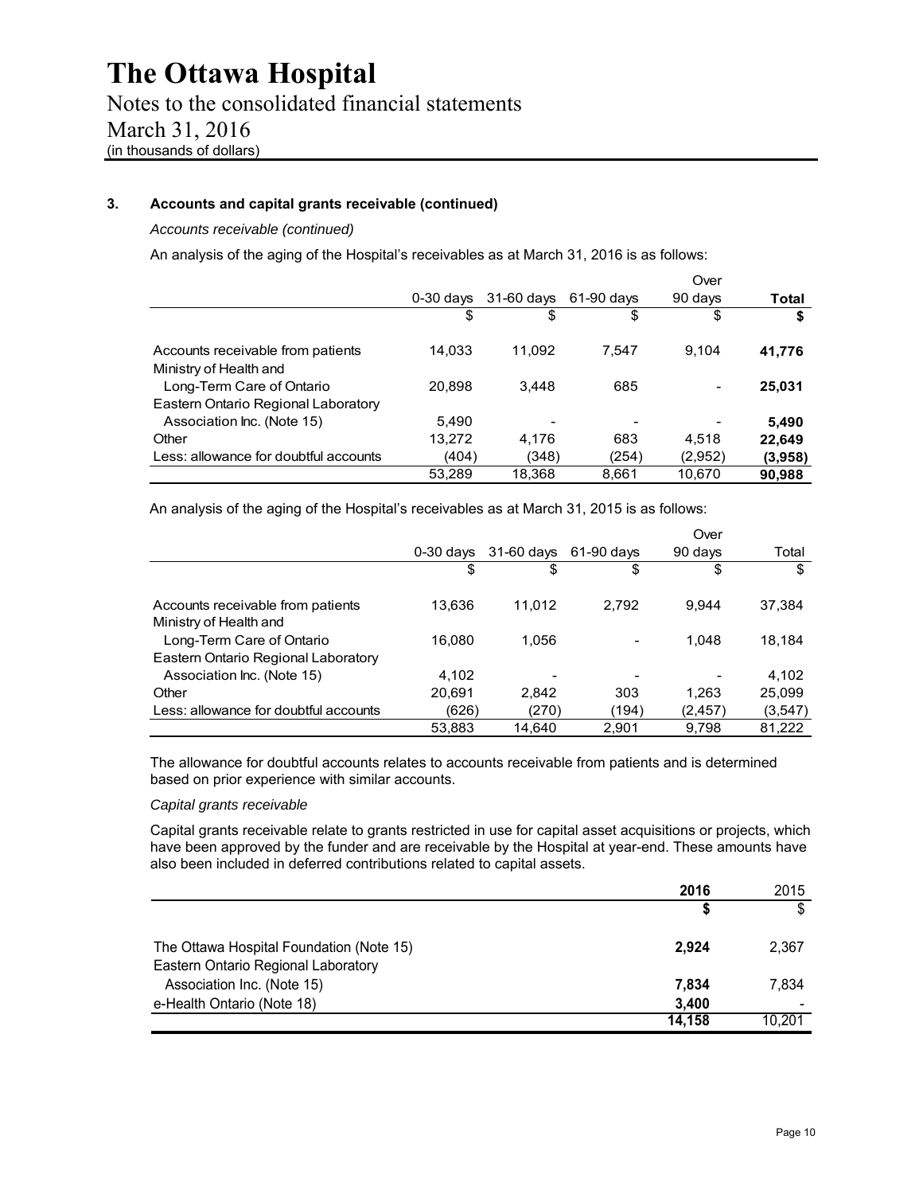# The Ottawa Hospital

Notes to the consolidated financial statements

March 31, 2016

(in thousands of dollars)

### 3. Accounts and capital grants receivable (continued)

*Accounts receivable (continued)*

An analysis of the aging of the Hospital's receivables as at March 31, 2016 is as follows:

| | 0-30 days | 31-60 days | 61-90 days | Over 90 days | **Total** |
|---|---|---|---|---|---|
| | $ | $ | $ | $ | **$** |
| Accounts receivable from patients | 14,033 | 11,092 | 7,547 | 9,104 | **41,776** |
| Ministry of Health and Long-Term Care of Ontario | 20,898 | 3,448 | 685 | - | **25,031** |
| Eastern Ontario Regional Laboratory Association Inc. (Note 15) | 5,490 | - | - | - | **5,490** |
| Other | 13,272 | 4,176 | 683 | 4,518 | **22,649** |
| Less: allowance for doubtful accounts | (404) | (348) | (254) | (2,952) | **(3,958)** |
| | 53,289 | 18,368 | 8,661 | 10,670 | **90,988** |

An analysis of the aging of the Hospital's receivables as at March 31, 2015 is as follows:

| | 0-30 days | 31-60 days | 61-90 days | Over 90 days | Total |
|---|---|---|---|---|---|
| | $ | $ | $ | $ | $ |
| Accounts receivable from patients | 13,636 | 11,012 | 2,792 | 9,944 | 37,384 |
| Ministry of Health and Long-Term Care of Ontario | 16,080 | 1,056 | - | 1,048 | 18,184 |
| Eastern Ontario Regional Laboratory Association Inc. (Note 15) | 4,102 | - | - | - | 4,102 |
| Other | 20,691 | 2,842 | 303 | 1,263 | 25,099 |
| Less: allowance for doubtful accounts | (626) | (270) | (194) | (2,457) | (3,547) |
| | 53,883 | 14,640 | 2,901 | 9,798 | 81,222 |

The allowance for doubtful accounts relates to accounts receivable from patients and is determined based on prior experience with similar accounts.

*Capital grants receivable*

Capital grants receivable relate to grants restricted in use for capital asset acquisitions or projects, which have been approved by the funder and are receivable by the Hospital at year-end. These amounts have also been included in deferred contributions related to capital assets.

| | **2016** | 2015 |
|---|---|---|
| | **$** | $ |
| The Ottawa Hospital Foundation (Note 15) | **2,924** | 2,367 |
| Eastern Ontario Regional Laboratory Association Inc. (Note 15) | **7,834** | 7,834 |
| e-Health Ontario (Note 18) | **3,400** | - |
| | **14,158** | 10,201 |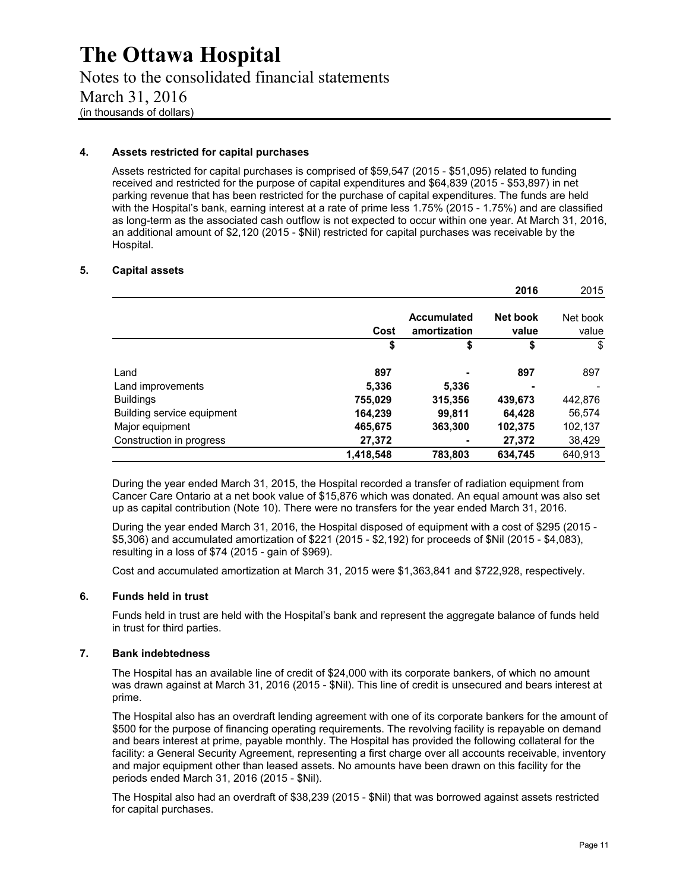# The Ottawa Hospital

Notes to the consolidated financial statements

March 31, 2016

(in thousands of dollars)

## 4. Assets restricted for capital purchases

Assets restricted for capital purchases is comprised of $59,547 (2015 - $51,095) related to funding received and restricted for the purpose of capital expenditures and $64,839 (2015 - $53,897) in net parking revenue that has been restricted for the purchase of capital expenditures. The funds are held with the Hospital's bank, earning interest at a rate of prime less 1.75% (2015 - 1.75%) and are classified as long-term as the associated cash outflow is not expected to occur within one year. At March 31, 2016, an additional amount of $2,120 (2015 - $Nil) restricted for capital purchases was receivable by the Hospital.

## 5. Capital assets

| | | | **2016** | 2015 |
|---|---|---|---|---|
| | **Cost** | **Accumulated amortization** | **Net book value** | Net book value |
| | **$** | **$** | **$** | $ |
| Land | **897** | **-** | **897** | 897 |
| Land improvements | **5,336** | **5,336** | **-** | - |
| Buildings | **755,029** | **315,356** | **439,673** | 442,876 |
| Building service equipment | **164,239** | **99,811** | **64,428** | 56,574 |
| Major equipment | **465,675** | **363,300** | **102,375** | 102,137 |
| Construction in progress | **27,372** | **-** | **27,372** | 38,429 |
| | **1,418,548** | **783,803** | **634,745** | 640,913 |

During the year ended March 31, 2015, the Hospital recorded a transfer of radiation equipment from Cancer Care Ontario at a net book value of $15,876 which was donated. An equal amount was also set up as capital contribution (Note 10). There were no transfers for the year ended March 31, 2016.

During the year ended March 31, 2016, the Hospital disposed of equipment with a cost of $295 (2015 - $5,306) and accumulated amortization of $221 (2015 - $2,192) for proceeds of $Nil (2015 - $4,083), resulting in a loss of $74 (2015 - gain of $969).

Cost and accumulated amortization at March 31, 2015 were $1,363,841 and $722,928, respectively.

## 6. Funds held in trust

Funds held in trust are held with the Hospital's bank and represent the aggregate balance of funds held in trust for third parties.

## 7. Bank indebtedness

The Hospital has an available line of credit of $24,000 with its corporate bankers, of which no amount was drawn against at March 31, 2016 (2015 - $Nil). This line of credit is unsecured and bears interest at prime.

The Hospital also has an overdraft lending agreement with one of its corporate bankers for the amount of $500 for the purpose of financing operating requirements. The revolving facility is repayable on demand and bears interest at prime, payable monthly. The Hospital has provided the following collateral for the facility: a General Security Agreement, representing a first charge over all accounts receivable, inventory and major equipment other than leased assets. No amounts have been drawn on this facility for the periods ended March 31, 2016 (2015 - $Nil).

The Hospital also had an overdraft of $38,239 (2015 - $Nil) that was borrowed against assets restricted for capital purchases.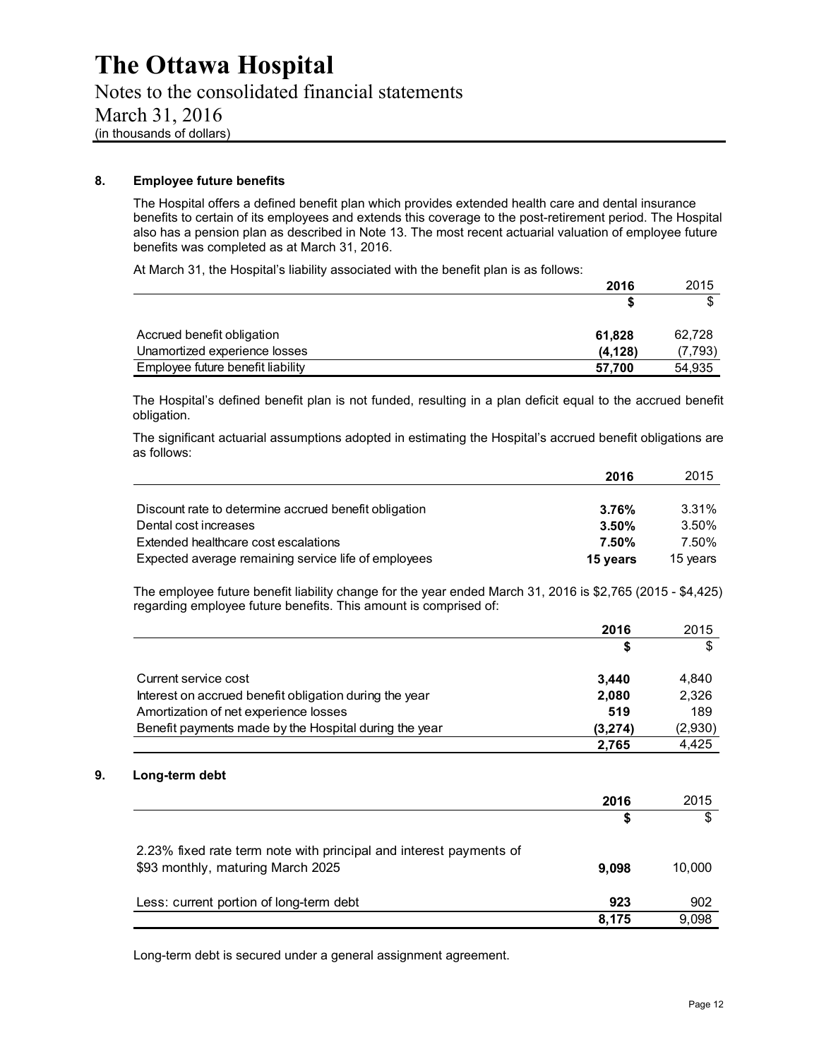# The Ottawa Hospital

Notes to the consolidated financial statements

March 31, 2016

(in thousands of dollars)

## 8. Employee future benefits

The Hospital offers a defined benefit plan which provides extended health care and dental insurance benefits to certain of its employees and extends this coverage to the post-retirement period. The Hospital also has a pension plan as described in Note 13. The most recent actuarial valuation of employee future benefits was completed as at March 31, 2016.

At March 31, the Hospital's liability associated with the benefit plan is as follows:

| | **2016** | 2015 |
|---|---|---|
| | **$** | $ |
| Accrued benefit obligation | **61,828** | 62,728 |
| Unamortized experience losses | **(4,128)** | (7,793) |
| Employee future benefit liability | **57,700** | 54,935 |

The Hospital's defined benefit plan is not funded, resulting in a plan deficit equal to the accrued benefit obligation.

The significant actuarial assumptions adopted in estimating the Hospital's accrued benefit obligations are as follows:

| | **2016** | 2015 |
|---|---|---|
| Discount rate to determine accrued benefit obligation | **3.76%** | 3.31% |
| Dental cost increases | **3.50%** | 3.50% |
| Extended healthcare cost escalations | **7.50%** | 7.50% |
| Expected average remaining service life of employees | **15 years** | 15 years |

The employee future benefit liability change for the year ended March 31, 2016 is $2,765 (2015 - $4,425) regarding employee future benefits. This amount is comprised of:

| | **2016** | 2015 |
|---|---|---|
| | **$** | $ |
| Current service cost | **3,440** | 4,840 |
| Interest on accrued benefit obligation during the year | **2,080** | 2,326 |
| Amortization of net experience losses | **519** | 189 |
| Benefit payments made by the Hospital during the year | **(3,274)** | (2,930) |
| | **2,765** | 4,425 |

## 9. Long-term debt

| | **2016** | 2015 |
|---|---|---|
| | **$** | $ |
| 2.23% fixed rate term note with principal and interest payments of $93 monthly, maturing March 2025 | **9,098** | 10,000 |
| Less: current portion of long-term debt | **923** | 902 |
| | **8,175** | 9,098 |

Long-term debt is secured under a general assignment agreement.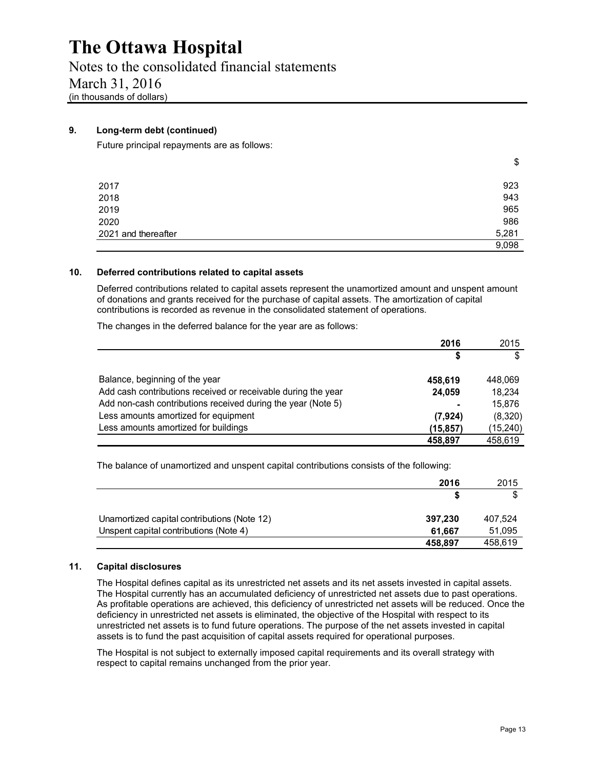# The Ottawa Hospital

Notes to the consolidated financial statements

March 31, 2016

(in thousands of dollars)

## 9. Long-term debt (continued)

Future principal repayments are as follows:

| | $ |
|---|---|
| 2017 | 923 |
| 2018 | 943 |
| 2019 | 965 |
| 2020 | 986 |
| 2021 and thereafter | 5,281 |
| | 9,098 |

## 10. Deferred contributions related to capital assets

Deferred contributions related to capital assets represent the unamortized amount and unspent amount of donations and grants received for the purchase of capital assets. The amortization of capital contributions is recorded as revenue in the consolidated statement of operations.

The changes in the deferred balance for the year are as follows:

| | **2016** | 2015 |
|---|---|---|
| | **$** | $ |
| Balance, beginning of the year | **458,619** | 448,069 |
| Add cash contributions received or receivable during the year | **24,059** | 18,234 |
| Add non-cash contributions received during the year (Note 5) | **-** | 15,876 |
| Less amounts amortized for equipment | **(7,924)** | (8,320) |
| Less amounts amortized for buildings | **(15,857)** | (15,240) |
| | **458,897** | 458,619 |

The balance of unamortized and unspent capital contributions consists of the following:

| | **2016** | 2015 |
|---|---|---|
| | **$** | $ |
| Unamortized capital contributions (Note 12) | **397,230** | 407,524 |
| Unspent capital contributions (Note 4) | **61,667** | 51,095 |
| | **458,897** | 458,619 |

## 11. Capital disclosures

The Hospital defines capital as its unrestricted net assets and its net assets invested in capital assets. The Hospital currently has an accumulated deficiency of unrestricted net assets due to past operations. As profitable operations are achieved, this deficiency of unrestricted net assets will be reduced. Once the deficiency in unrestricted net assets is eliminated, the objective of the Hospital with respect to its unrestricted net assets is to fund future operations. The purpose of the net assets invested in capital assets is to fund the past acquisition of capital assets required for operational purposes.

The Hospital is not subject to externally imposed capital requirements and its overall strategy with respect to capital remains unchanged from the prior year.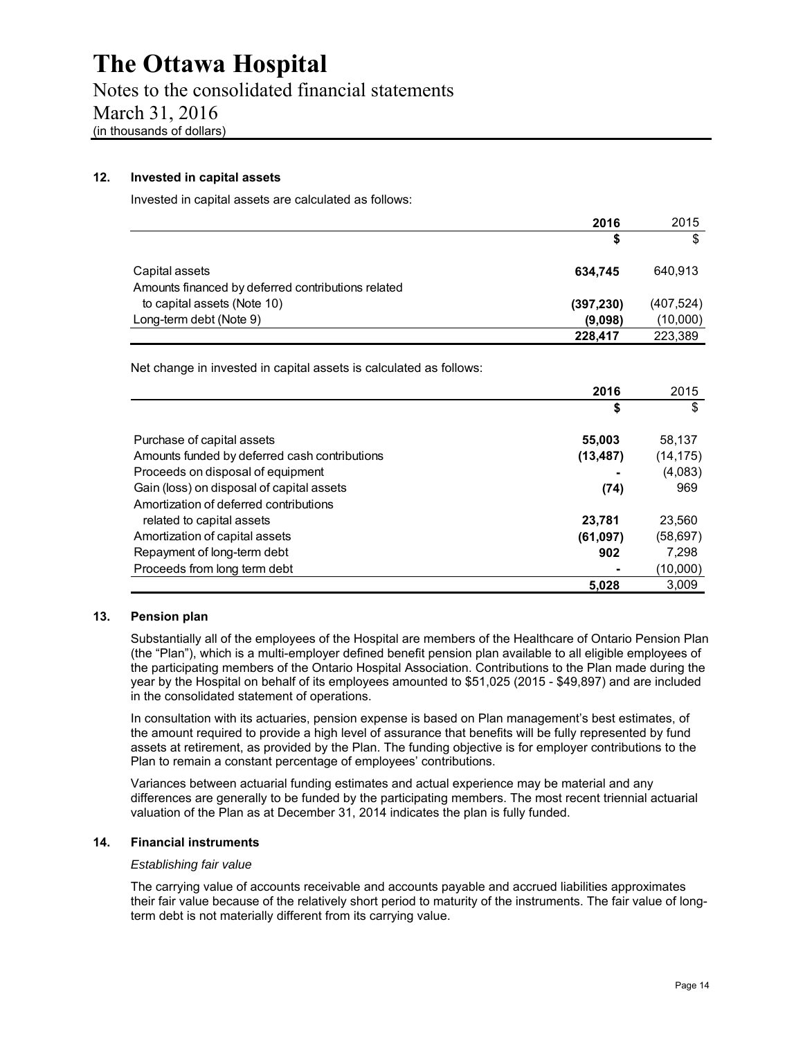## 12. Invested in capital assets

Invested in capital assets are calculated as follows:

| | **2016** | 2015 |
|---|---|---|
| | **$** | $ |
| Capital assets | **634,745** | 640,913 |
| Amounts financed by deferred contributions related to capital assets (Note 10) | **(397,230)** | (407,524) |
| Long-term debt (Note 9) | **(9,098)** | (10,000) |
| | **228,417** | 223,389 |

Net change in invested in capital assets is calculated as follows:

| | **2016** | 2015 |
|---|---|---|
| | **$** | $ |
| Purchase of capital assets | **55,003** | 58,137 |
| Amounts funded by deferred cash contributions | **(13,487)** | (14,175) |
| Proceeds on disposal of equipment | **-** | (4,083) |
| Gain (loss) on disposal of capital assets | **(74)** | 969 |
| Amortization of deferred contributions related to capital assets | **23,781** | 23,560 |
| Amortization of capital assets | **(61,097)** | (58,697) |
| Repayment of long-term debt | **902** | 7,298 |
| Proceeds from long term debt | **-** | (10,000) |
| | **5,028** | 3,009 |

## 13. Pension plan

Substantially all of the employees of the Hospital are members of the Healthcare of Ontario Pension Plan (the "Plan"), which is a multi-employer defined benefit pension plan available to all eligible employees of the participating members of the Ontario Hospital Association. Contributions to the Plan made during the year by the Hospital on behalf of its employees amounted to $51,025 (2015 - $49,897) and are included in the consolidated statement of operations.

In consultation with its actuaries, pension expense is based on Plan management's best estimates, of the amount required to provide a high level of assurance that benefits will be fully represented by fund assets at retirement, as provided by the Plan. The funding objective is for employer contributions to the Plan to remain a constant percentage of employees' contributions.

Variances between actuarial funding estimates and actual experience may be material and any differences are generally to be funded by the participating members. The most recent triennial actuarial valuation of the Plan as at December 31, 2014 indicates the plan is fully funded.

## 14. Financial instruments

*Establishing fair value*

The carrying value of accounts receivable and accounts payable and accrued liabilities approximates their fair value because of the relatively short period to maturity of the instruments. The fair value of long-term debt is not materially different from its carrying value.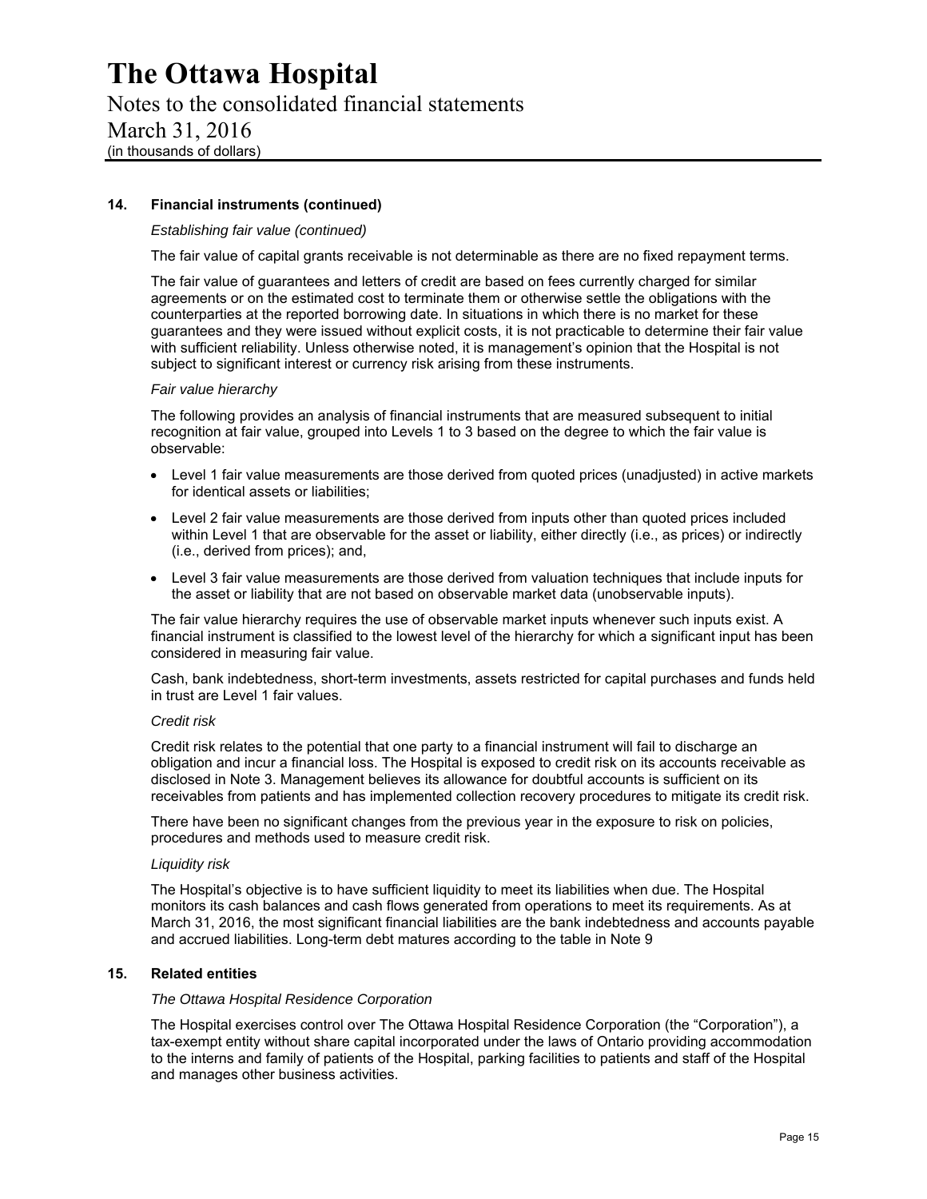## 14. Financial instruments (continued)

*Establishing fair value (continued)*

The fair value of capital grants receivable is not determinable as there are no fixed repayment terms.

The fair value of guarantees and letters of credit are based on fees currently charged for similar agreements or on the estimated cost to terminate them or otherwise settle the obligations with the counterparties at the reported borrowing date. In situations in which there is no market for these guarantees and they were issued without explicit costs, it is not practicable to determine their fair value with sufficient reliability. Unless otherwise noted, it is management's opinion that the Hospital is not subject to significant interest or currency risk arising from these instruments.

*Fair value hierarchy*

The following provides an analysis of financial instruments that are measured subsequent to initial recognition at fair value, grouped into Levels 1 to 3 based on the degree to which the fair value is observable:

- Level 1 fair value measurements are those derived from quoted prices (unadjusted) in active markets for identical assets or liabilities;
- Level 2 fair value measurements are those derived from inputs other than quoted prices included within Level 1 that are observable for the asset or liability, either directly (i.e., as prices) or indirectly (i.e., derived from prices); and,
- Level 3 fair value measurements are those derived from valuation techniques that include inputs for the asset or liability that are not based on observable market data (unobservable inputs).

The fair value hierarchy requires the use of observable market inputs whenever such inputs exist. A financial instrument is classified to the lowest level of the hierarchy for which a significant input has been considered in measuring fair value.

Cash, bank indebtedness, short-term investments, assets restricted for capital purchases and funds held in trust are Level 1 fair values.

*Credit risk*

Credit risk relates to the potential that one party to a financial instrument will fail to discharge an obligation and incur a financial loss. The Hospital is exposed to credit risk on its accounts receivable as disclosed in Note 3. Management believes its allowance for doubtful accounts is sufficient on its receivables from patients and has implemented collection recovery procedures to mitigate its credit risk.

There have been no significant changes from the previous year in the exposure to risk on policies, procedures and methods used to measure credit risk.

*Liquidity risk*

The Hospital's objective is to have sufficient liquidity to meet its liabilities when due. The Hospital monitors its cash balances and cash flows generated from operations to meet its requirements. As at March 31, 2016, the most significant financial liabilities are the bank indebtedness and accounts payable and accrued liabilities. Long-term debt matures according to the table in Note 9

## 15. Related entities

*The Ottawa Hospital Residence Corporation*

The Hospital exercises control over The Ottawa Hospital Residence Corporation (the "Corporation"), a tax-exempt entity without share capital incorporated under the laws of Ontario providing accommodation to the interns and family of patients of the Hospital, parking facilities to patients and staff of the Hospital and manages other business activities.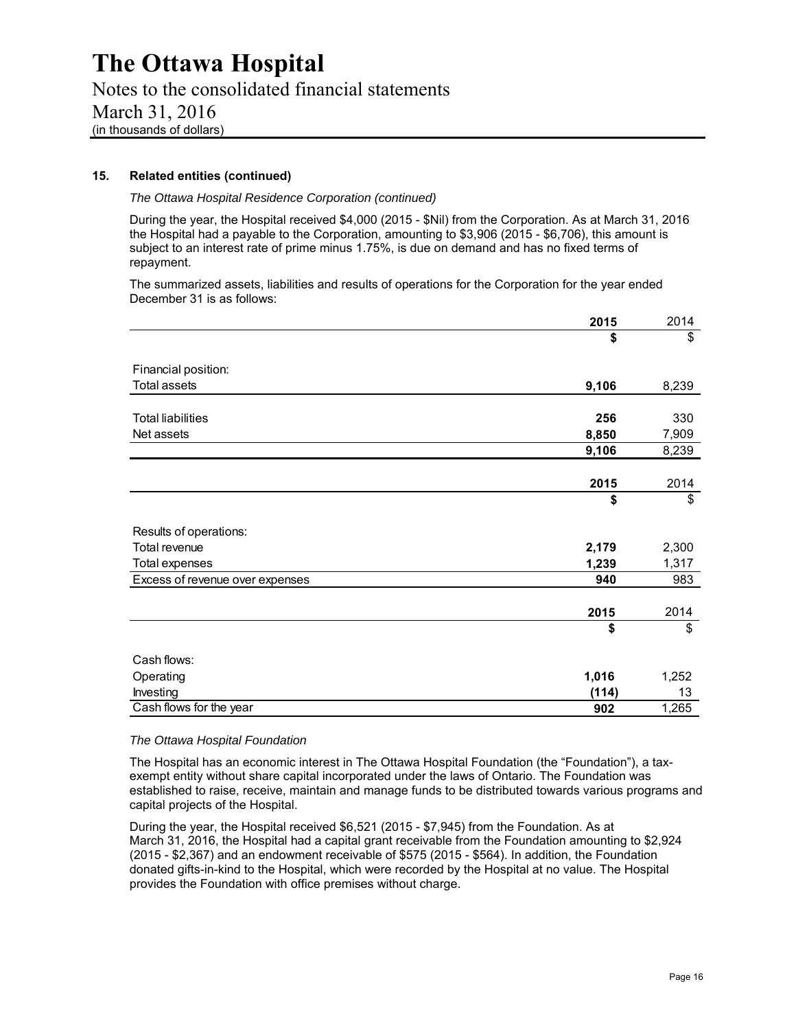## 15. Related entities (continued)

*The Ottawa Hospital Residence Corporation (continued)*

During the year, the Hospital received $4,000 (2015 - $Nil) from the Corporation. As at March 31, 2016 the Hospital had a payable to the Corporation, amounting to $3,906 (2015 - $6,706), this amount is subject to an interest rate of prime minus 1.75%, is due on demand and has no fixed terms of repayment.

The summarized assets, liabilities and results of operations for the Corporation for the year ended December 31 is as follows:

| | **2015** | 2014 |
|---|---|---|
| | **$** | $ |
| Financial position: | | |
| Total assets | **9,106** | 8,239 |
| Total liabilities | **256** | 330 |
| Net assets | **8,850** | 7,909 |
| | **9,106** | 8,239 |

| | **2015** | 2014 |
|---|---|---|
| | **$** | $ |
| Results of operations: | | |
| Total revenue | **2,179** | 2,300 |
| Total expenses | **1,239** | 1,317 |
| Excess of revenue over expenses | **940** | 983 |

| | **2015** | 2014 |
|---|---|---|
| | **$** | $ |
| Cash flows: | | |
| Operating | **1,016** | 1,252 |
| Investing | **(114)** | 13 |
| Cash flows for the year | **902** | 1,265 |

*The Ottawa Hospital Foundation*

The Hospital has an economic interest in The Ottawa Hospital Foundation (the "Foundation"), a tax-exempt entity without share capital incorporated under the laws of Ontario. The Foundation was established to raise, receive, maintain and manage funds to be distributed towards various programs and capital projects of the Hospital.

During the year, the Hospital received $6,521 (2015 - $7,945) from the Foundation. As at March 31, 2016, the Hospital had a capital grant receivable from the Foundation amounting to $2,924 (2015 - $2,367) and an endowment receivable of $575 (2015 - $564). In addition, the Foundation donated gifts-in-kind to the Hospital, which were recorded by the Hospital at no value. The Hospital provides the Foundation with office premises without charge.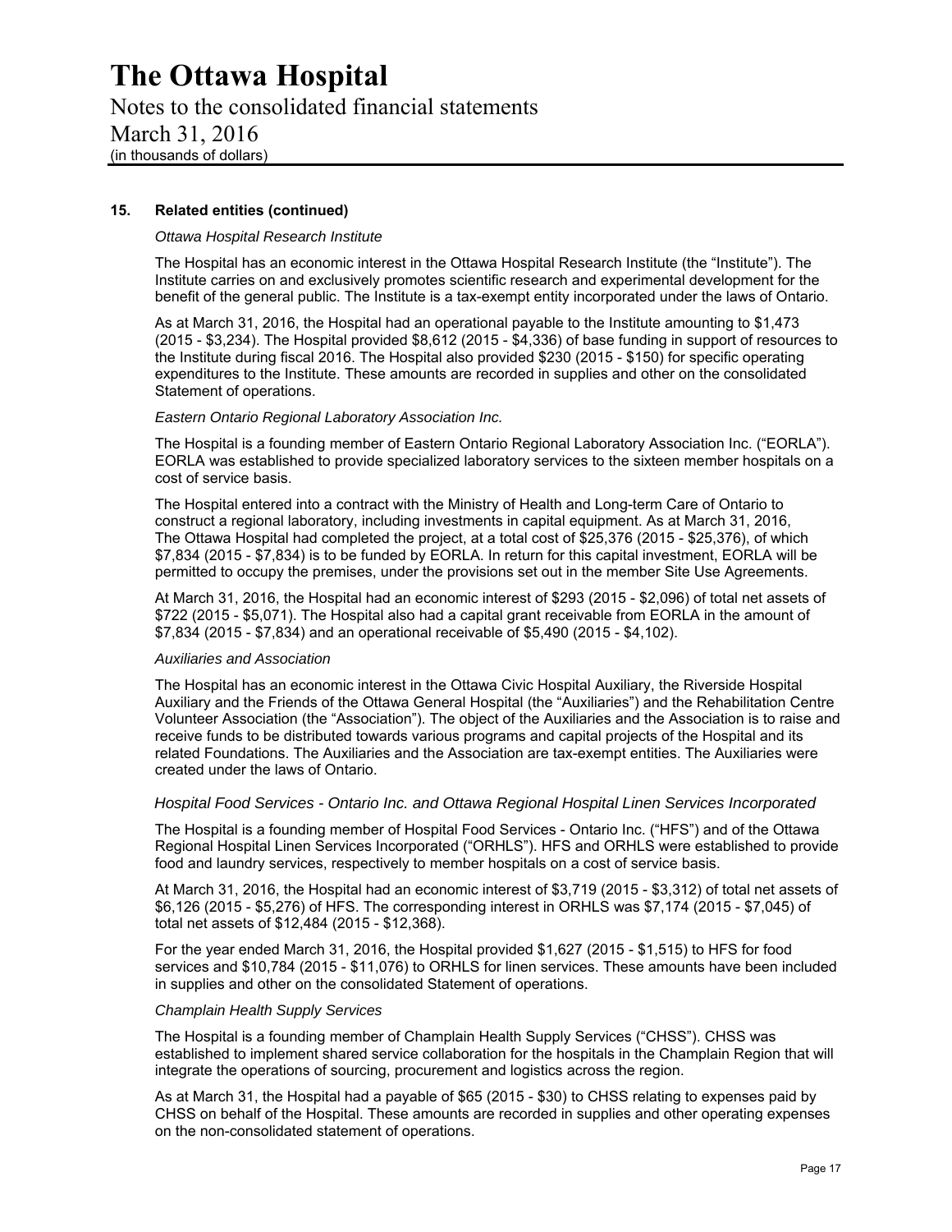# The Ottawa Hospital

Notes to the consolidated financial statements

March 31, 2016

(in thousands of dollars)

## 15. Related entities (continued)

*Ottawa Hospital Research Institute*

The Hospital has an economic interest in the Ottawa Hospital Research Institute (the "Institute"). The Institute carries on and exclusively promotes scientific research and experimental development for the benefit of the general public. The Institute is a tax-exempt entity incorporated under the laws of Ontario.

As at March 31, 2016, the Hospital had an operational payable to the Institute amounting to $1,473 (2015 - $3,234). The Hospital provided $8,612 (2015 - $4,336) of base funding in support of resources to the Institute during fiscal 2016. The Hospital also provided $230 (2015 - $150) for specific operating expenditures to the Institute. These amounts are recorded in supplies and other on the consolidated Statement of operations.

*Eastern Ontario Regional Laboratory Association Inc.*

The Hospital is a founding member of Eastern Ontario Regional Laboratory Association Inc. ("EORLA"). EORLA was established to provide specialized laboratory services to the sixteen member hospitals on a cost of service basis.

The Hospital entered into a contract with the Ministry of Health and Long-term Care of Ontario to construct a regional laboratory, including investments in capital equipment. As at March 31, 2016, The Ottawa Hospital had completed the project, at a total cost of $25,376 (2015 - $25,376), of which $7,834 (2015 - $7,834) is to be funded by EORLA. In return for this capital investment, EORLA will be permitted to occupy the premises, under the provisions set out in the member Site Use Agreements.

At March 31, 2016, the Hospital had an economic interest of $293 (2015 - $2,096) of total net assets of $722 (2015 - $5,071). The Hospital also had a capital grant receivable from EORLA in the amount of $7,834 (2015 - $7,834) and an operational receivable of $5,490 (2015 - $4,102).

*Auxiliaries and Association*

The Hospital has an economic interest in the Ottawa Civic Hospital Auxiliary, the Riverside Hospital Auxiliary and the Friends of the Ottawa General Hospital (the "Auxiliaries") and the Rehabilitation Centre Volunteer Association (the "Association"). The object of the Auxiliaries and the Association is to raise and receive funds to be distributed towards various programs and capital projects of the Hospital and its related Foundations. The Auxiliaries and the Association are tax-exempt entities. The Auxiliaries were created under the laws of Ontario.

*Hospital Food Services - Ontario Inc. and Ottawa Regional Hospital Linen Services Incorporated*

The Hospital is a founding member of Hospital Food Services - Ontario Inc. ("HFS") and of the Ottawa Regional Hospital Linen Services Incorporated ("ORHLS"). HFS and ORHLS were established to provide food and laundry services, respectively to member hospitals on a cost of service basis.

At March 31, 2016, the Hospital had an economic interest of $3,719 (2015 - $3,312) of total net assets of $6,126 (2015 - $5,276) of HFS. The corresponding interest in ORHLS was $7,174 (2015 - $7,045) of total net assets of $12,484 (2015 - $12,368).

For the year ended March 31, 2016, the Hospital provided $1,627 (2015 - $1,515) to HFS for food services and $10,784 (2015 - $11,076) to ORHLS for linen services. These amounts have been included in supplies and other on the consolidated Statement of operations.

*Champlain Health Supply Services*

The Hospital is a founding member of Champlain Health Supply Services ("CHSS"). CHSS was established to implement shared service collaboration for the hospitals in the Champlain Region that will integrate the operations of sourcing, procurement and logistics across the region.

As at March 31, the Hospital had a payable of $65 (2015 - $30) to CHSS relating to expenses paid by CHSS on behalf of the Hospital. These amounts are recorded in supplies and other operating expenses on the non-consolidated statement of operations.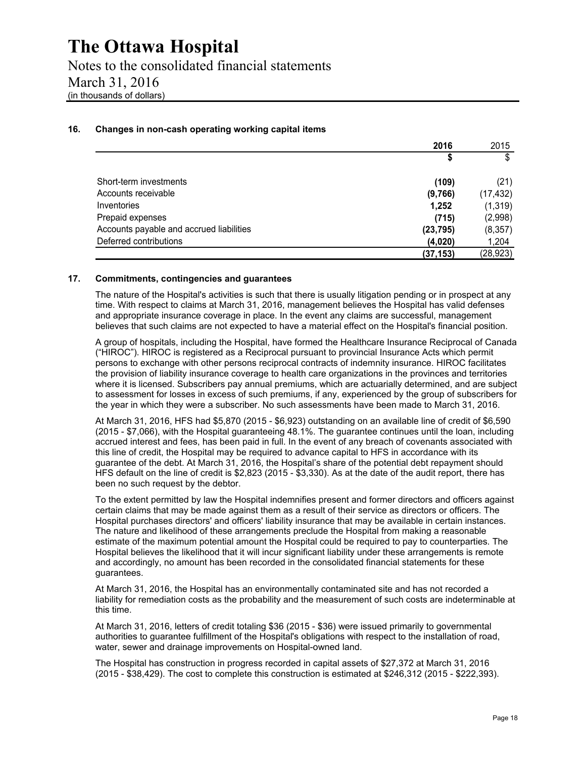# The Ottawa Hospital

Notes to the consolidated financial statements

March 31, 2016

(in thousands of dollars)

## 16. Changes in non-cash operating working capital items

| | **2016** | 2015 |
|---|---|---|
| | **$** | $ |
| Short-term investments | **(109)** | (21) |
| Accounts receivable | **(9,766)** | (17,432) |
| Inventories | **1,252** | (1,319) |
| Prepaid expenses | **(715)** | (2,998) |
| Accounts payable and accrued liabilities | **(23,795)** | (8,357) |
| Deferred contributions | **(4,020)** | 1,204 |
| | **(37,153)** | (28,923) |

## 17. Commitments, contingencies and guarantees

The nature of the Hospital's activities is such that there is usually litigation pending or in prospect at any time. With respect to claims at March 31, 2016, management believes the Hospital has valid defenses and appropriate insurance coverage in place. In the event any claims are successful, management believes that such claims are not expected to have a material effect on the Hospital's financial position.

A group of hospitals, including the Hospital, have formed the Healthcare Insurance Reciprocal of Canada ("HIROC"). HIROC is registered as a Reciprocal pursuant to provincial Insurance Acts which permit persons to exchange with other persons reciprocal contracts of indemnity insurance. HIROC facilitates the provision of liability insurance coverage to health care organizations in the provinces and territories where it is licensed. Subscribers pay annual premiums, which are actuarially determined, and are subject to assessment for losses in excess of such premiums, if any, experienced by the group of subscribers for the year in which they were a subscriber. No such assessments have been made to March 31, 2016.

At March 31, 2016, HFS had $5,870 (2015 - $6,923) outstanding on an available line of credit of $6,590 (2015 - $7,066), with the Hospital guaranteeing 48.1%. The guarantee continues until the loan, including accrued interest and fees, has been paid in full. In the event of any breach of covenants associated with this line of credit, the Hospital may be required to advance capital to HFS in accordance with its guarantee of the debt. At March 31, 2016, the Hospital's share of the potential debt repayment should HFS default on the line of credit is $2,823 (2015 - $3,330). As at the date of the audit report, there has been no such request by the debtor.

To the extent permitted by law the Hospital indemnifies present and former directors and officers against certain claims that may be made against them as a result of their service as directors or officers. The Hospital purchases directors' and officers' liability insurance that may be available in certain instances. The nature and likelihood of these arrangements preclude the Hospital from making a reasonable estimate of the maximum potential amount the Hospital could be required to pay to counterparties. The Hospital believes the likelihood that it will incur significant liability under these arrangements is remote and accordingly, no amount has been recorded in the consolidated financial statements for these guarantees.

At March 31, 2016, the Hospital has an environmentally contaminated site and has not recorded a liability for remediation costs as the probability and the measurement of such costs are indeterminable at this time.

At March 31, 2016, letters of credit totaling $36 (2015 - $36) were issued primarily to governmental authorities to guarantee fulfillment of the Hospital's obligations with respect to the installation of road, water, sewer and drainage improvements on Hospital-owned land.

The Hospital has construction in progress recorded in capital assets of $27,372 at March 31, 2016 (2015 - $38,429). The cost to complete this construction is estimated at $246,312 (2015 - $222,393).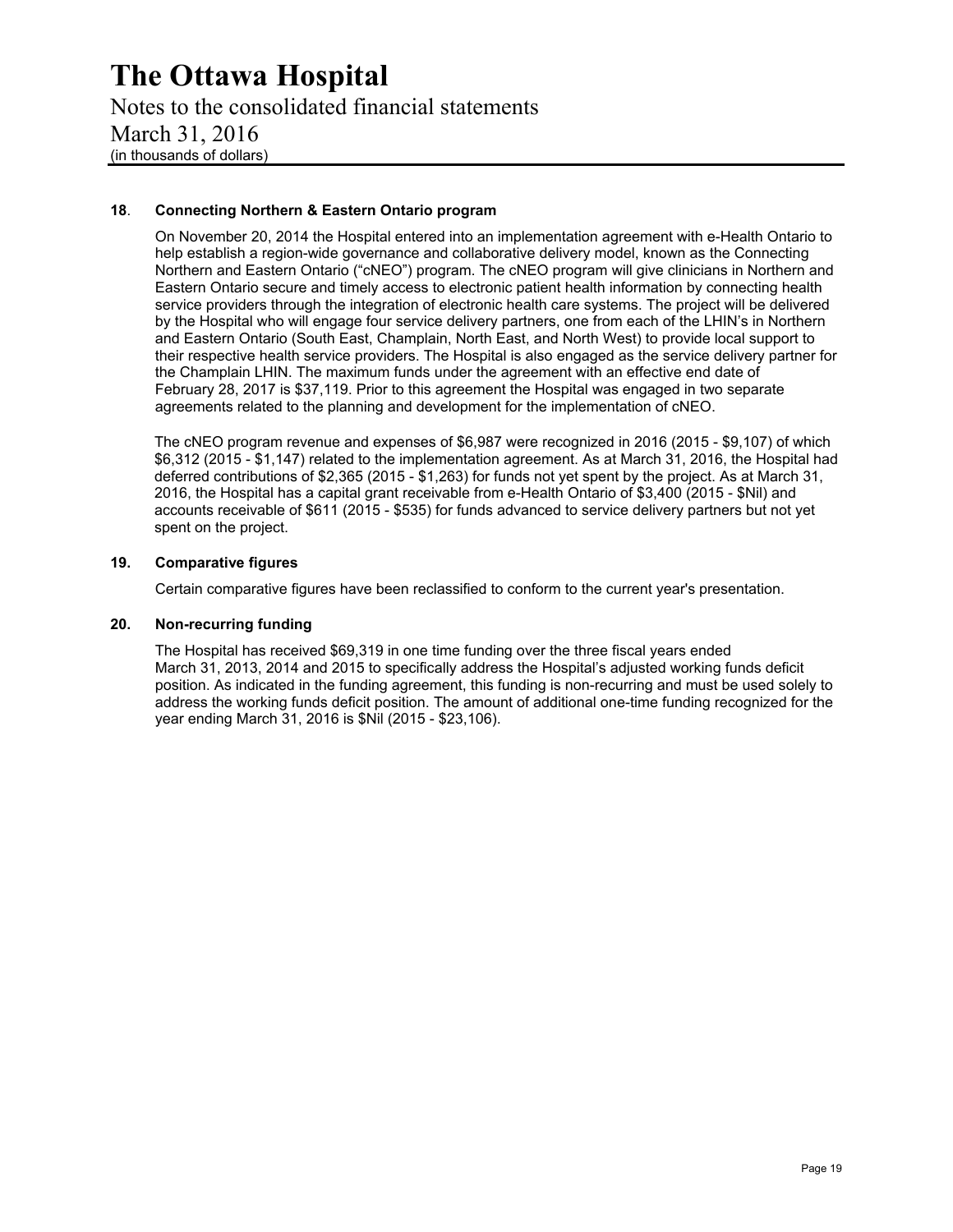# The Ottawa Hospital

Notes to the consolidated financial statements

March 31, 2016

(in thousands of dollars)

### 18. Connecting Northern & Eastern Ontario program

On November 20, 2014 the Hospital entered into an implementation agreement with e-Health Ontario to help establish a region-wide governance and collaborative delivery model, known as the Connecting Northern and Eastern Ontario ("cNEO") program. The cNEO program will give clinicians in Northern and Eastern Ontario secure and timely access to electronic patient health information by connecting health service providers through the integration of electronic health care systems. The project will be delivered by the Hospital who will engage four service delivery partners, one from each of the LHIN's in Northern and Eastern Ontario (South East, Champlain, North East, and North West) to provide local support to their respective health service providers. The Hospital is also engaged as the service delivery partner for the Champlain LHIN. The maximum funds under the agreement with an effective end date of February 28, 2017 is $37,119. Prior to this agreement the Hospital was engaged in two separate agreements related to the planning and development for the implementation of cNEO.

The cNEO program revenue and expenses of $6,987 were recognized in 2016 (2015 - $9,107) of which $6,312 (2015 - $1,147) related to the implementation agreement. As at March 31, 2016, the Hospital had deferred contributions of $2,365 (2015 - $1,263) for funds not yet spent by the project. As at March 31, 2016, the Hospital has a capital grant receivable from e-Health Ontario of $3,400 (2015 - $Nil) and accounts receivable of $611 (2015 - $535) for funds advanced to service delivery partners but not yet spent on the project.

### 19. Comparative figures

Certain comparative figures have been reclassified to conform to the current year's presentation.

### 20. Non-recurring funding

The Hospital has received $69,319 in one time funding over the three fiscal years ended March 31, 2013, 2014 and 2015 to specifically address the Hospital's adjusted working funds deficit position. As indicated in the funding agreement, this funding is non-recurring and must be used solely to address the working funds deficit position. The amount of additional one-time funding recognized for the year ending March 31, 2016 is $Nil (2015 - $23,106).